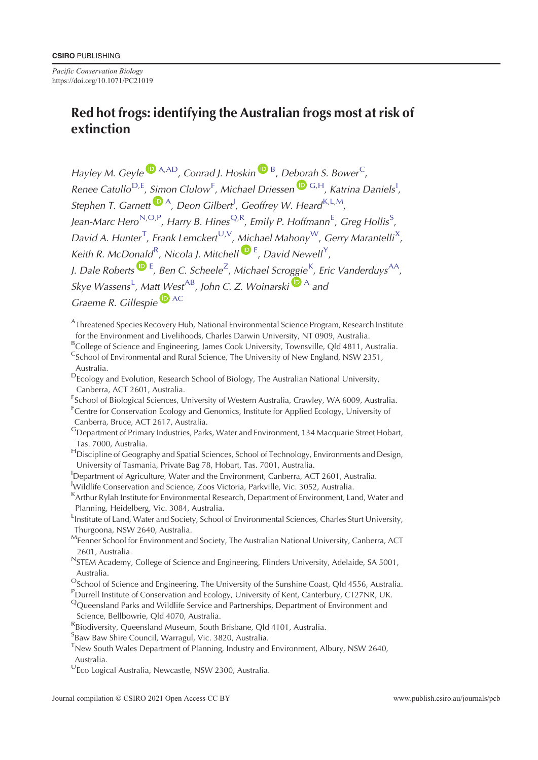CSIRO PUBLISHING

*Pacific Conservation Biology*
https://doi.org/10.1071/PC21019

# Red hot frogs: identifying the Australian frogs most at risk of extinction

*Hayley M. Geyle*[A,AD], *Conrad J. Hoskin*[B], *Deborah S. Bower*[C], *Renee Catullo*[D,E], *Simon Clulow*[F], *Michael Driessen*[G,H], *Katrina Daniels*[I], *Stephen T. Garnett*[A], *Deon Gilbert*[J], *Geoffrey W. Heard*[K,L,M], *Jean-Marc Hero*[N,O,P], *Harry B. Hines*[Q,R], *Emily P. Hoffmann*[E], *Greg Hollis*[S], *David A. Hunter*[T], *Frank Lemckert*[U,V], *Michael Mahony*[W], *Gerry Marantelli*[X], *Keith R. McDonald*[R], *Nicola J. Mitchell*[E], *David Newell*[Y], *J. Dale Roberts*[E], *Ben C. Scheele*[Z], *Michael Scroggie*[K], *Eric Vanderduys*[AA], *Skye Wassens*[L], *Matt West*[AB], *John C. Z. Woinarski*[A] and *Graeme R. Gillespie*[AC]

[A]Threatened Species Recovery Hub, National Environmental Science Program, Research Institute for the Environment and Livelihoods, Charles Darwin University, NT 0909, Australia.
[B]College of Science and Engineering, James Cook University, Townsville, Qld 4811, Australia.
[C]School of Environmental and Rural Science, The University of New England, NSW 2351, Australia.
[D]Ecology and Evolution, Research School of Biology, The Australian National University, Canberra, ACT 2601, Australia.
[E]School of Biological Sciences, University of Western Australia, Crawley, WA 6009, Australia.
[F]Centre for Conservation Ecology and Genomics, Institute for Applied Ecology, University of Canberra, Bruce, ACT 2617, Australia.
[G]Department of Primary Industries, Parks, Water and Environment, 134 Macquarie Street Hobart, Tas. 7000, Australia.
[H]Discipline of Geography and Spatial Sciences, School of Technology, Environments and Design, University of Tasmania, Private Bag 78, Hobart, Tas. 7001, Australia.
[I]Department of Agriculture, Water and the Environment, Canberra, ACT 2601, Australia.
[J]Wildlife Conservation and Science, Zoos Victoria, Parkville, Vic. 3052, Australia.
[K]Arthur Rylah Institute for Environmental Research, Department of Environment, Land, Water and Planning, Heidelberg, Vic. 3084, Australia.
[L]Institute of Land, Water and Society, School of Environmental Sciences, Charles Sturt University, Thurgoona, NSW 2640, Australia.
[M]Fenner School for Environment and Society, The Australian National University, Canberra, ACT 2601, Australia.
[N]STEM Academy, College of Science and Engineering, Flinders University, Adelaide, SA 5001, Australia.
[O]School of Science and Engineering, The University of the Sunshine Coast, Qld 4556, Australia.
[P]Durrell Institute of Conservation and Ecology, University of Kent, Canterbury, CT27NR, UK.
[Q]Queensland Parks and Wildlife Service and Partnerships, Department of Environment and Science, Bellbowrie, Qld 4070, Australia.
[R]Biodiversity, Queensland Museum, South Brisbane, Qld 4101, Australia.
[S]Baw Baw Shire Council, Warragul, Vic. 3820, Australia.
[T]New South Wales Department of Planning, Industry and Environment, Albury, NSW 2640, Australia.
[U]Eco Logical Australia, Newcastle, NSW 2300, Australia.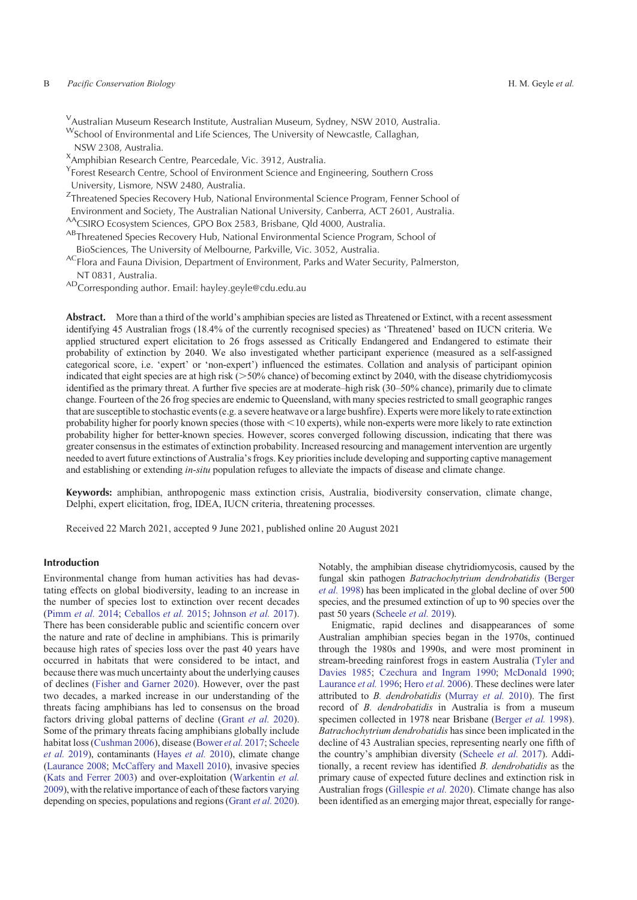[V]Australian Museum Research Institute, Australian Museum, Sydney, NSW 2010, Australia.
[W]School of Environmental and Life Sciences, The University of Newcastle, Callaghan, NSW 2308, Australia.
[X]Amphibian Research Centre, Pearcedale, Vic. 3912, Australia.
[Y]Forest Research Centre, School of Environment Science and Engineering, Southern Cross University, Lismore, NSW 2480, Australia.
[Z]Threatened Species Recovery Hub, National Environmental Science Program, Fenner School of Environment and Society, The Australian National University, Canberra, ACT 2601, Australia.
[AA]CSIRO Ecosystem Sciences, GPO Box 2583, Brisbane, Qld 4000, Australia.
[AB]Threatened Species Recovery Hub, National Environmental Science Program, School of BioSciences, The University of Melbourne, Parkville, Vic. 3052, Australia.
[AC]Flora and Fauna Division, Department of Environment, Parks and Water Security, Palmerston, NT 0831, Australia.
[AD]Corresponding author. Email: hayley.geyle@cdu.edu.au

**Abstract.** More than a third of the world's amphibian species are listed as Threatened or Extinct, with a recent assessment identifying 45 Australian frogs (18.4% of the currently recognised species) as 'Threatened' based on IUCN criteria. We applied structured expert elicitation to 26 frogs assessed as Critically Endangered and Endangered to estimate their probability of extinction by 2040. We also investigated whether participant experience (measured as a self-assigned categorical score, i.e. 'expert' or 'non-expert') influenced the estimates. Collation and analysis of participant opinion indicated that eight species are at high risk (>50% chance) of becoming extinct by 2040, with the disease chytridiomycosis identified as the primary threat. A further five species are at moderate–high risk (30–50% chance), primarily due to climate change. Fourteen of the 26 frog species are endemic to Queensland, with many species restricted to small geographic ranges that are susceptible to stochastic events (e.g. a severe heatwave or a large bushfire). Experts were more likely to rate extinction probability higher for poorly known species (those with <10 experts), while non-experts were more likely to rate extinction probability higher for better-known species. However, scores converged following discussion, indicating that there was greater consensus in the estimates of extinction probability. Increased resourcing and management intervention are urgently needed to avert future extinctions of Australia's frogs. Key priorities include developing and supporting captive management and establishing or extending *in-situ* population refuges to alleviate the impacts of disease and climate change.

**Keywords:** amphibian, anthropogenic mass extinction crisis, Australia, biodiversity conservation, climate change, Delphi, expert elicitation, frog, IDEA, IUCN criteria, threatening processes.

Received 22 March 2021, accepted 9 June 2021, published online 20 August 2021

## Introduction

Environmental change from human activities has had devastating effects on global biodiversity, leading to an increase in the number of species lost to extinction over recent decades (Pimm *et al.* 2014; Ceballos *et al.* 2015; Johnson *et al.* 2017). There has been considerable public and scientific concern over the nature and rate of decline in amphibians. This is primarily because high rates of species loss over the past 40 years have occurred in habitats that were considered to be intact, and because there was much uncertainty about the underlying causes of declines (Fisher and Garner 2020). However, over the past two decades, a marked increase in our understanding of the threats facing amphibians has led to consensus on the broad factors driving global patterns of decline (Grant *et al.* 2020). Some of the primary threats facing amphibians globally include habitat loss (Cushman 2006), disease (Bower *et al.* 2017; Scheele *et al.* 2019), contaminants (Hayes *et al.* 2010), climate change (Laurance 2008; McCaffery and Maxell 2010), invasive species (Kats and Ferrer 2003) and over-exploitation (Warkentin *et al.* 2009), with the relative importance of each of these factors varying depending on species, populations and regions (Grant *et al.* 2020). Notably, the amphibian disease chytridiomycosis, caused by the fungal skin pathogen *Batrachochytrium dendrobatidis* (Berger *et al.* 1998) has been implicated in the global decline of over 500 species, and the presumed extinction of up to 90 species over the past 50 years (Scheele *et al.* 2019).

Enigmatic, rapid declines and disappearances of some Australian amphibian species began in the 1970s, continued through the 1980s and 1990s, and were most prominent in stream-breeding rainforest frogs in eastern Australia (Tyler and Davies 1985; Czechura and Ingram 1990; McDonald 1990; Laurance *et al.* 1996; Hero *et al.* 2006). These declines were later attributed to *B. dendrobatidis* (Murray *et al.* 2010). The first record of *B. dendrobatidis* in Australia is from a museum specimen collected in 1978 near Brisbane (Berger *et al.* 1998). *Batrachochytrium dendrobatidis* has since been implicated in the decline of 43 Australian species, representing nearly one fifth of the country's amphibian diversity (Scheele *et al.* 2017). Additionally, a recent review has identified *B. dendrobatidis* as the primary cause of expected future declines and extinction risk in Australian frogs (Gillespie *et al.* 2020). Climate change has also been identified as an emerging major threat, especially for range-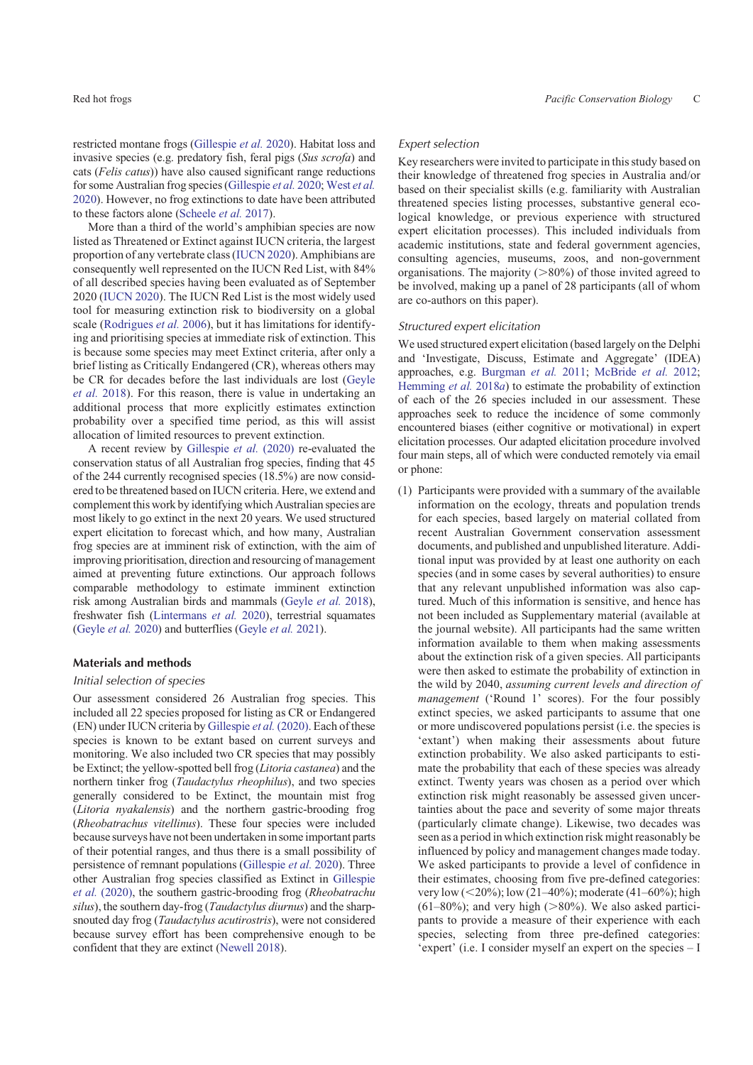restricted montane frogs (Gillespie *et al.* 2020). Habitat loss and invasive species (e.g. predatory fish, feral pigs (*Sus scrofa*) and cats (*Felis catus*)) have also caused significant range reductions for some Australian frog species (Gillespie *et al.* 2020; West *et al.* 2020). However, no frog extinctions to date have been attributed to these factors alone (Scheele *et al.* 2017).

More than a third of the world's amphibian species are now listed as Threatened or Extinct against IUCN criteria, the largest proportion of any vertebrate class (IUCN 2020). Amphibians are consequently well represented on the IUCN Red List, with 84% of all described species having been evaluated as of September 2020 (IUCN 2020). The IUCN Red List is the most widely used tool for measuring extinction risk to biodiversity on a global scale (Rodrigues *et al.* 2006), but it has limitations for identifying and prioritising species at immediate risk of extinction. This is because some species may meet Extinct criteria, after only a brief listing as Critically Endangered (CR), whereas others may be CR for decades before the last individuals are lost (Geyle *et al.* 2018). For this reason, there is value in undertaking an additional process that more explicitly estimates extinction probability over a specified time period, as this will assist allocation of limited resources to prevent extinction.

A recent review by Gillespie *et al.* (2020) re-evaluated the conservation status of all Australian frog species, finding that 45 of the 244 currently recognised species (18.5%) are now considered to be threatened based on IUCN criteria. Here, we extend and complement this work by identifying which Australian species are most likely to go extinct in the next 20 years. We used structured expert elicitation to forecast which, and how many, Australian frog species are at imminent risk of extinction, with the aim of improving prioritisation, direction and resourcing of management aimed at preventing future extinctions. Our approach follows comparable methodology to estimate imminent extinction risk among Australian birds and mammals (Geyle *et al.* 2018), freshwater fish (Lintermans *et al.* 2020), terrestrial squamates (Geyle *et al.* 2020) and butterflies (Geyle *et al.* 2021).

## Materials and methods

### Initial selection of species

Our assessment considered 26 Australian frog species. This included all 22 species proposed for listing as CR or Endangered (EN) under IUCN criteria by Gillespie *et al.* (2020). Each of these species is known to be extant based on current surveys and monitoring. We also included two CR species that may possibly be Extinct; the yellow-spotted bell frog (*Litoria castanea*) and the northern tinker frog (*Taudactylus rheophilus*), and two species generally considered to be Extinct, the mountain mist frog (*Litoria nyakalensis*) and the northern gastric-brooding frog (*Rheobatrachus vitellinus*). These four species were included because surveys have not been undertaken in some important parts of their potential ranges, and thus there is a small possibility of persistence of remnant populations (Gillespie *et al.* 2020). Three other Australian frog species classified as Extinct in Gillespie *et al.* (2020), the southern gastric-brooding frog (*Rheobatrachu silus*), the southern day-frog (*Taudactylus diurnus*) and the sharp-snouted day frog (*Taudactylus acutirostris*), were not considered because survey effort has been comprehensive enough to be confident that they are extinct (Newell 2018).

### Expert selection

Key researchers were invited to participate in this study based on their knowledge of threatened frog species in Australia and/or based on their specialist skills (e.g. familiarity with Australian threatened species listing processes, substantive general ecological knowledge, or previous experience with structured expert elicitation processes). This included individuals from academic institutions, state and federal government agencies, consulting agencies, museums, zoos, and non-government organisations. The majority (>80%) of those invited agreed to be involved, making up a panel of 28 participants (all of whom are co-authors on this paper).

### Structured expert elicitation

We used structured expert elicitation (based largely on the Delphi and 'Investigate, Discuss, Estimate and Aggregate' (IDEA) approaches, e.g. Burgman *et al.* 2011; McBride *et al.* 2012; Hemming *et al.* 2018*a*) to estimate the probability of extinction of each of the 26 species included in our assessment. These approaches seek to reduce the incidence of some commonly encountered biases (either cognitive or motivational) in expert elicitation processes. Our adapted elicitation procedure involved four main steps, all of which were conducted remotely via email or phone:

(1) Participants were provided with a summary of the available information on the ecology, threats and population trends for each species, based largely on material collated from recent Australian Government conservation assessment documents, and published and unpublished literature. Additional input was provided by at least one authority on each species (and in some cases by several authorities) to ensure that any relevant unpublished information was also captured. Much of this information is sensitive, and hence has not been included as Supplementary material (available at the journal website). All participants had the same written information available to them when making assessments about the extinction risk of a given species. All participants were then asked to estimate the probability of extinction in the wild by 2040, *assuming current levels and direction of management* ('Round 1' scores). For the four possibly extinct species, we asked participants to assume that one or more undiscovered populations persist (i.e. the species is 'extant') when making their assessments about future extinction probability. We also asked participants to estimate the probability that each of these species was already extinct. Twenty years was chosen as a period over which extinction risk might reasonably be assessed given uncertainties about the pace and severity of some major threats (particularly climate change). Likewise, two decades was seen as a period in which extinction risk might reasonably be influenced by policy and management changes made today. We asked participants to provide a level of confidence in their estimates, choosing from five pre-defined categories: very low (<20%); low (21–40%); moderate (41–60%); high (61–80%); and very high (>80%). We also asked participants to provide a measure of their experience with each species, selecting from three pre-defined categories: 'expert' (i.e. I consider myself an expert on the species – I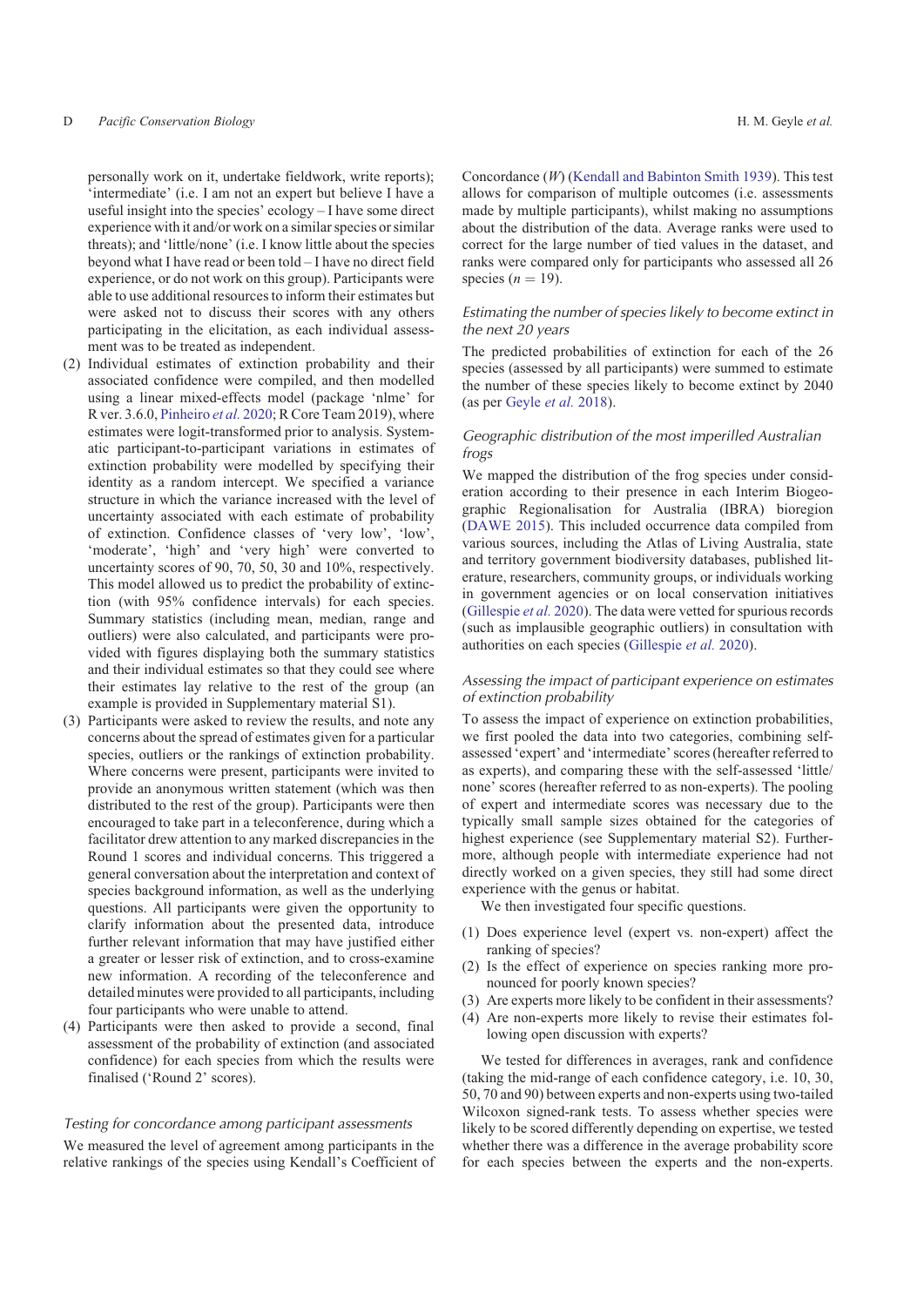personally work on it, undertake fieldwork, write reports); 'intermediate' (i.e. I am not an expert but believe I have a useful insight into the species' ecology – I have some direct experience with it and/or work on a similar species or similar threats); and 'little/none' (i.e. I know little about the species beyond what I have read or been told – I have no direct field experience, or do not work on this group). Participants were able to use additional resources to inform their estimates but were asked not to discuss their scores with any others participating in the elicitation, as each individual assessment was to be treated as independent.

(2) Individual estimates of extinction probability and their associated confidence were compiled, and then modelled using a linear mixed-effects model (package 'nlme' for R ver. 3.6.0, Pinheiro *et al.* 2020; R Core Team 2019), where estimates were logit-transformed prior to analysis. Systematic participant-to-participant variations in estimates of extinction probability were modelled by specifying their identity as a random intercept. We specified a variance structure in which the variance increased with the level of uncertainty associated with each estimate of probability of extinction. Confidence classes of 'very low', 'low', 'moderate', 'high' and 'very high' were converted to uncertainty scores of 90, 70, 50, 30 and 10%, respectively. This model allowed us to predict the probability of extinction (with 95% confidence intervals) for each species. Summary statistics (including mean, median, range and outliers) were also calculated, and participants were provided with figures displaying both the summary statistics and their individual estimates so that they could see where their estimates lay relative to the rest of the group (an example is provided in Supplementary material S1).

(3) Participants were asked to review the results, and note any concerns about the spread of estimates given for a particular species, outliers or the rankings of extinction probability. Where concerns were present, participants were invited to provide an anonymous written statement (which was then distributed to the rest of the group). Participants were then encouraged to take part in a teleconference, during which a facilitator drew attention to any marked discrepancies in the Round 1 scores and individual concerns. This triggered a general conversation about the interpretation and context of species background information, as well as the underlying questions. All participants were given the opportunity to clarify information about the presented data, introduce further relevant information that may have justified either a greater or lesser risk of extinction, and to cross-examine new information. A recording of the teleconference and detailed minutes were provided to all participants, including four participants who were unable to attend.

(4) Participants were then asked to provide a second, final assessment of the probability of extinction (and associated confidence) for each species from which the results were finalised ('Round 2' scores).

### Testing for concordance among participant assessments

We measured the level of agreement among participants in the relative rankings of the species using Kendall's Coefficient of Concordance ($W$) (Kendall and Babinton Smith 1939). This test allows for comparison of multiple outcomes (i.e. assessments made by multiple participants), whilst making no assumptions about the distribution of the data. Average ranks were used to correct for the large number of tied values in the dataset, and ranks were compared only for participants who assessed all 26 species ($n = 19$).

### Estimating the number of species likely to become extinct in the next 20 years

The predicted probabilities of extinction for each of the 26 species (assessed by all participants) were summed to estimate the number of these species likely to become extinct by 2040 (as per Geyle *et al.* 2018).

### Geographic distribution of the most imperilled Australian frogs

We mapped the distribution of the frog species under consideration according to their presence in each Interim Biogeographic Regionalisation for Australia (IBRA) bioregion (DAWE 2015). This included occurrence data compiled from various sources, including the Atlas of Living Australia, state and territory government biodiversity databases, published literature, researchers, community groups, or individuals working in government agencies or on local conservation initiatives (Gillespie *et al.* 2020). The data were vetted for spurious records (such as implausible geographic outliers) in consultation with authorities on each species (Gillespie *et al.* 2020).

### Assessing the impact of participant experience on estimates of extinction probability

To assess the impact of experience on extinction probabilities, we first pooled the data into two categories, combining self-assessed 'expert' and 'intermediate' scores (hereafter referred to as experts), and comparing these with the self-assessed 'little/none' scores (hereafter referred to as non-experts). The pooling of expert and intermediate scores was necessary due to the typically small sample sizes obtained for the categories of highest experience (see Supplementary material S2). Furthermore, although people with intermediate experience had not directly worked on a given species, they still had some direct experience with the genus or habitat.

We then investigated four specific questions.

(1) Does experience level (expert vs. non-expert) affect the ranking of species?
(2) Is the effect of experience on species ranking more pronounced for poorly known species?
(3) Are experts more likely to be confident in their assessments?
(4) Are non-experts more likely to revise their estimates following open discussion with experts?

We tested for differences in averages, rank and confidence (taking the mid-range of each confidence category, i.e. 10, 30, 50, 70 and 90) between experts and non-experts using two-tailed Wilcoxon signed-rank tests. To assess whether species were likely to be scored differently depending on expertise, we tested whether there was a difference in the average probability score for each species between the experts and the non-experts.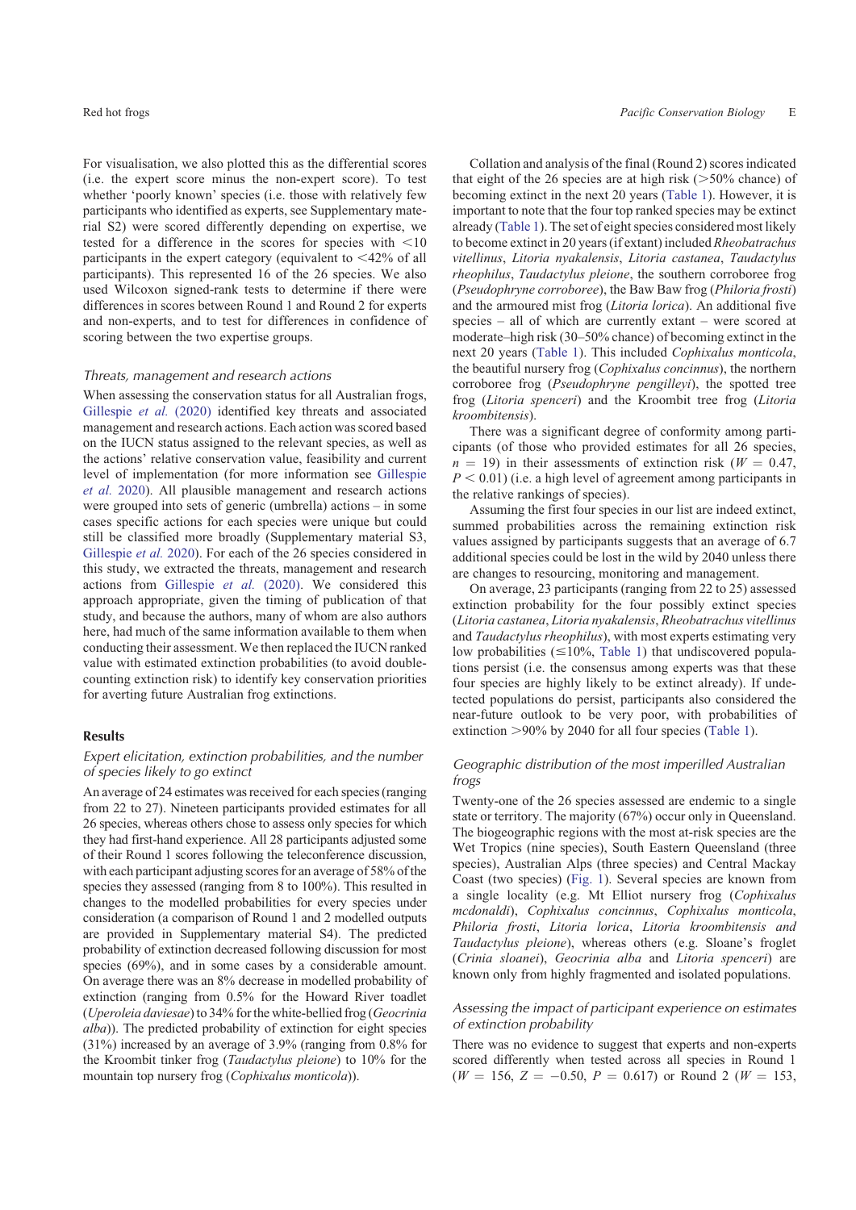For visualisation, we also plotted this as the differential scores (i.e. the expert score minus the non-expert score). To test whether 'poorly known' species (i.e. those with relatively few participants who identified as experts, see Supplementary material S2) were scored differently depending on expertise, we tested for a difference in the scores for species with <10 participants in the expert category (equivalent to <42% of all participants). This represented 16 of the 26 species. We also used Wilcoxon signed-rank tests to determine if there were differences in scores between Round 1 and Round 2 for experts and non-experts, and to test for differences in confidence of scoring between the two expertise groups.

### *Threats, management and research actions*

When assessing the conservation status for all Australian frogs, Gillespie *et al.* (2020) identified key threats and associated management and research actions. Each action was scored based on the IUCN status assigned to the relevant species, as well as the actions' relative conservation value, feasibility and current level of implementation (for more information see Gillespie *et al.* 2020). All plausible management and research actions were grouped into sets of generic (umbrella) actions – in some cases specific actions for each species were unique but could still be classified more broadly (Supplementary material S3, Gillespie *et al.* 2020). For each of the 26 species considered in this study, we extracted the threats, management and research actions from Gillespie *et al.* (2020). We considered this approach appropriate, given the timing of publication of that study, and because the authors, many of whom are also authors here, had much of the same information available to them when conducting their assessment. We then replaced the IUCN ranked value with estimated extinction probabilities (to avoid double-counting extinction risk) to identify key conservation priorities for averting future Australian frog extinctions.

## Results

### *Expert elicitation, extinction probabilities, and the number of species likely to go extinct*

An average of 24 estimates was received for each species (ranging from 22 to 27). Nineteen participants provided estimates for all 26 species, whereas others chose to assess only species for which they had first-hand experience. All 28 participants adjusted some of their Round 1 scores following the teleconference discussion, with each participant adjusting scores for an average of 58% of the species they assessed (ranging from 8 to 100%). This resulted in changes to the modelled probabilities for every species under consideration (a comparison of Round 1 and 2 modelled outputs are provided in Supplementary material S4). The predicted probability of extinction decreased following discussion for most species (69%), and in some cases by a considerable amount. On average there was an 8% decrease in modelled probability of extinction (ranging from 0.5% for the Howard River toadlet (*Uperoleia daviesae*) to 34% for the white-bellied frog (*Geocrinia alba*)). The predicted probability of extinction for eight species (31%) increased by an average of 3.9% (ranging from 0.8% for the Kroombit tinker frog (*Taudactylus pleione*) to 10% for the mountain top nursery frog (*Cophixalus monticola*)).

Collation and analysis of the final (Round 2) scores indicated that eight of the 26 species are at high risk (>50% chance) of becoming extinct in the next 20 years (Table 1). However, it is important to note that the four top ranked species may be extinct already (Table 1). The set of eight species considered most likely to become extinct in 20 years (if extant) included *Rheobatrachus vitellinus*, *Litoria nyakalensis*, *Litoria castanea*, *Taudactylus rheophilus*, *Taudactylus pleione*, the southern corroboree frog (*Pseudophryne corroboree*), the Baw Baw frog (*Philoria frosti*) and the armoured mist frog (*Litoria lorica*). An additional five species – all of which are currently extant – were scored at moderate–high risk (30–50% chance) of becoming extinct in the next 20 years (Table 1). This included *Cophixalus monticola*, the beautiful nursery frog (*Cophixalus concinnus*), the northern corroboree frog (*Pseudophryne pengilleyi*), the spotted tree frog (*Litoria spenceri*) and the Kroombit tree frog (*Litoria kroombitensis*).

There was a significant degree of conformity among participants (of those who provided estimates for all 26 species, $n = 19$) in their assessments of extinction risk ($W = 0.47$, $P < 0.01$) (i.e. a high level of agreement among participants in the relative rankings of species).

Assuming the first four species in our list are indeed extinct, summed probabilities across the remaining extinction risk values assigned by participants suggests that an average of 6.7 additional species could be lost in the wild by 2040 unless there are changes to resourcing, monitoring and management.

On average, 23 participants (ranging from 22 to 25) assessed extinction probability for the four possibly extinct species (*Litoria castanea*, *Litoria nyakalensis*, *Rheobatrachus vitellinus* and *Taudactylus rheophilus*), with most experts estimating very low probabilities (≤10%, Table 1) that undiscovered populations persist (i.e. the consensus among experts was that these four species are highly likely to be extinct already). If undetected populations do persist, participants also considered the near-future outlook to be very poor, with probabilities of extinction >90% by 2040 for all four species (Table 1).

### *Geographic distribution of the most imperilled Australian frogs*

Twenty-one of the 26 species assessed are endemic to a single state or territory. The majority (67%) occur only in Queensland. The biogeographic regions with the most at-risk species are the Wet Tropics (nine species), South Eastern Queensland (three species), Australian Alps (three species) and Central Mackay Coast (two species) (Fig. 1). Several species are known from a single locality (e.g. Mt Elliot nursery frog (*Cophixalus mcdonaldi*), *Cophixalus concinnus*, *Cophixalus monticola*, *Philoria frosti*, *Litoria lorica*, *Litoria kroombitensis and Taudactylus pleione*), whereas others (e.g. Sloane's froglet (*Crinia sloanei*), *Geocrinia alba* and *Litoria spenceri*) are known only from highly fragmented and isolated populations.

### *Assessing the impact of participant experience on estimates of extinction probability*

There was no evidence to suggest that experts and non-experts scored differently when tested across all species in Round 1 ($W = 156$, $Z = -0.50$, $P = 0.617$) or Round 2 ($W = 153$,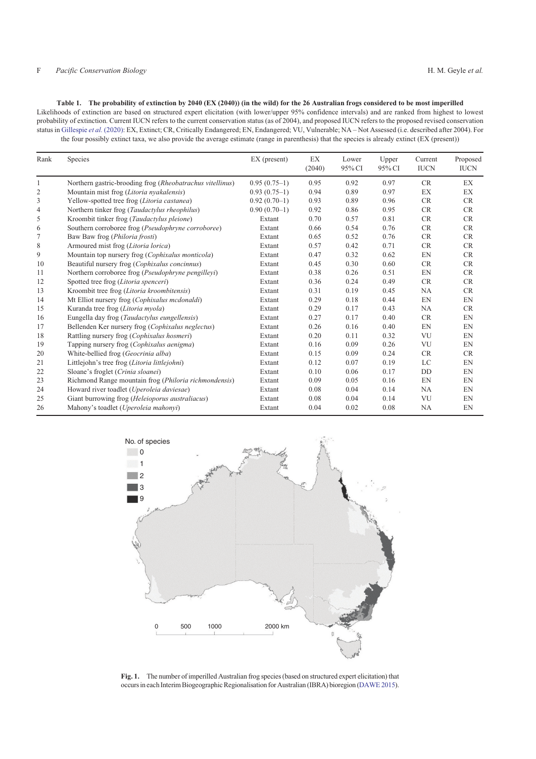**Table 1. The probability of extinction by 2040 (EX (2040)) (in the wild) for the 26 Australian frogs considered to be most imperilled**

Likelihoods of extinction are based on structured expert elicitation (with lower/upper 95% confidence intervals) and are ranked from highest to lowest probability of extinction. Current IUCN refers to the current conservation status (as of 2004), and proposed IUCN refers to the proposed revised conservation status in Gillespie *et al.* (2020): EX, Extinct; CR, Critically Endangered; EN, Endangered; VU, Vulnerable; NA – Not Assessed (i.e. described after 2004). For the four possibly extinct taxa, we also provide the average estimate (range in parenthesis) that the species is already extinct (EX (present))

| Rank | Species | EX (present) | EX (2040) | Lower 95% CI | Upper 95% CI | Current IUCN | Proposed IUCN |
|---|---|---|---|---|---|---|---|
| 1 | Northern gastric-brooding frog (*Rheobatrachus vitellinus*) | 0.95 (0.75–1) | 0.95 | 0.92 | 0.97 | CR | EX |
| 2 | Mountain mist frog (*Litoria nyakalensis*) | 0.93 (0.75–1) | 0.94 | 0.89 | 0.97 | EX | EX |
| 3 | Yellow-spotted tree frog (*Litoria castanea*) | 0.92 (0.70–1) | 0.93 | 0.89 | 0.96 | CR | CR |
| 4 | Northern tinker frog (*Taudactylus rheophilus*) | 0.90 (0.70–1) | 0.92 | 0.86 | 0.95 | CR | CR |
| 5 | Kroombit tinker frog (*Taudactylus pleione*) | Extant | 0.70 | 0.57 | 0.81 | CR | CR |
| 6 | Southern corroboree frog (*Pseudophryne corroboree*) | Extant | 0.66 | 0.54 | 0.76 | CR | CR |
| 7 | Baw Baw frog (*Philoria frosti*) | Extant | 0.65 | 0.52 | 0.76 | CR | CR |
| 8 | Armoured mist frog (*Litoria lorica*) | Extant | 0.57 | 0.42 | 0.71 | CR | CR |
| 9 | Mountain top nursery frog (*Cophixalus monticola*) | Extant | 0.47 | 0.32 | 0.62 | EN | CR |
| 10 | Beautiful nursery frog (*Cophixalus concinnus*) | Extant | 0.45 | 0.30 | 0.60 | CR | CR |
| 11 | Northern corroboree frog (*Pseudophryne pengilleyi*) | Extant | 0.38 | 0.26 | 0.51 | EN | CR |
| 12 | Spotted tree frog (*Litoria spenceri*) | Extant | 0.36 | 0.24 | 0.49 | CR | CR |
| 13 | Kroombit tree frog (*Litoria kroombitensis*) | Extant | 0.31 | 0.19 | 0.45 | NA | CR |
| 14 | Mt Elliot nursery frog (*Cophixalus mcdonaldi*) | Extant | 0.29 | 0.18 | 0.44 | EN | EN |
| 15 | Kuranda tree frog (*Litoria myola*) | Extant | 0.29 | 0.17 | 0.43 | NA | CR |
| 16 | Eungella day frog (*Taudactylus eungellensis*) | Extant | 0.27 | 0.17 | 0.40 | CR | EN |
| 17 | Bellenden Ker nursery frog (*Cophixalus neglectus*) | Extant | 0.26 | 0.16 | 0.40 | EN | EN |
| 18 | Rattling nursery frog (*Cophixalus hosmeri*) | Extant | 0.20 | 0.11 | 0.32 | VU | EN |
| 19 | Tapping nursery frog (*Cophixalus aenigma*) | Extant | 0.16 | 0.09 | 0.26 | VU | EN |
| 20 | White-bellied frog (*Geocrinia alba*) | Extant | 0.15 | 0.09 | 0.24 | CR | CR |
| 21 | Littlejohn's tree frog (*Litoria littlejohni*) | Extant | 0.12 | 0.07 | 0.19 | LC | EN |
| 22 | Sloane's froglet (*Crinia sloanei*) | Extant | 0.10 | 0.06 | 0.17 | DD | EN |
| 23 | Richmond Range mountain frog (*Philoria richmondensis*) | Extant | 0.09 | 0.05 | 0.16 | EN | EN |
| 24 | Howard river toadlet (*Uperoleia daviesae*) | Extant | 0.08 | 0.04 | 0.14 | NA | EN |
| 25 | Giant burrowing frog (*Heleioporus australiacus*) | Extant | 0.08 | 0.04 | 0.14 | VU | EN |
| 26 | Mahony's toadlet (*Uperoleia mahonyi*) | Extant | 0.04 | 0.02 | 0.08 | NA | EN |

**Fig. 1.** The number of imperilled Australian frog species (based on structured expert elicitation) that occurs in each Interim Biogeographic Regionalisation for Australian (IBRA) bioregion (DAWE 2015).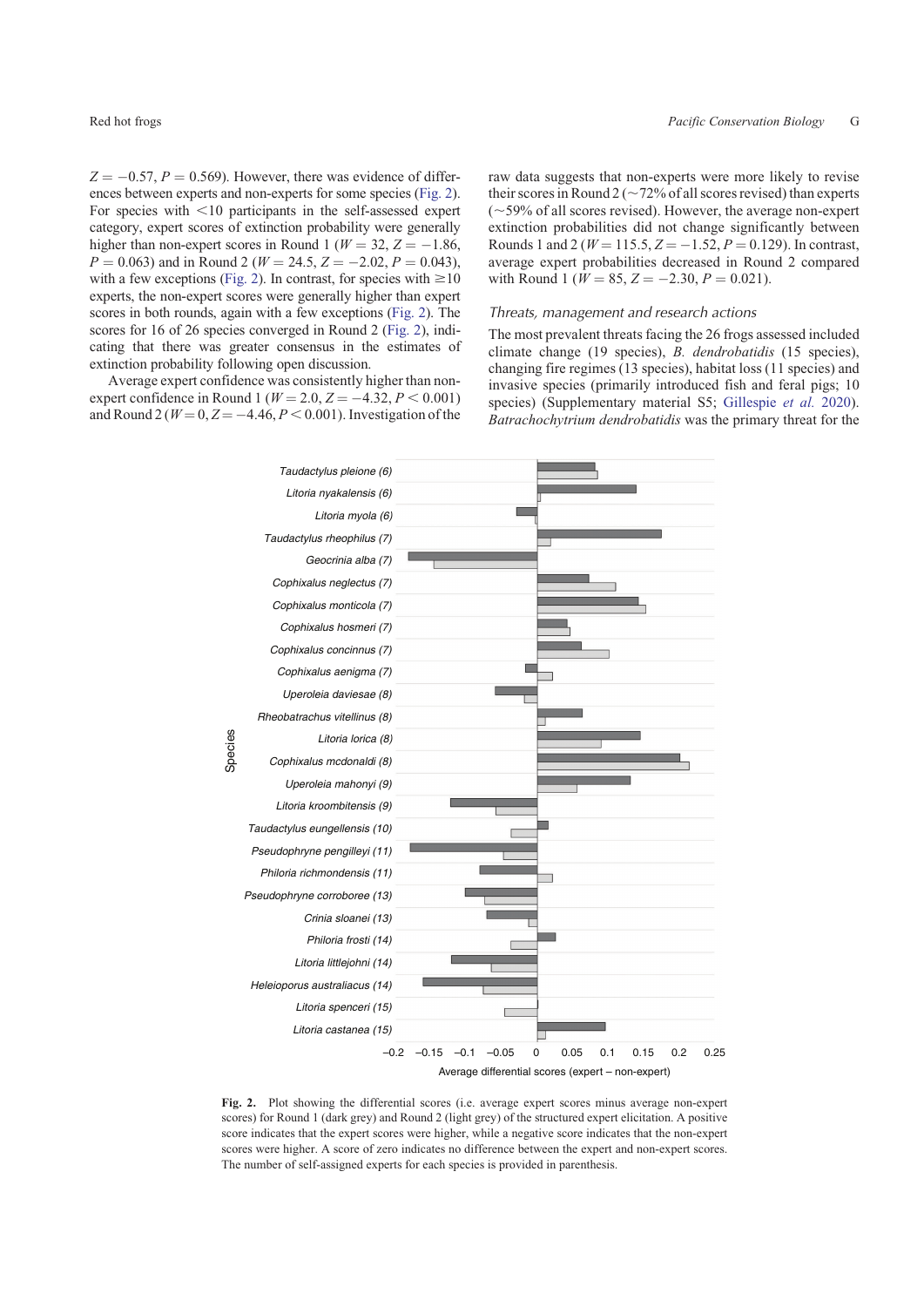$Z = -0.57$, $P = 0.569$). However, there was evidence of differences between experts and non-experts for some species (Fig. 2). For species with <10 participants in the self-assessed expert category, expert scores of extinction probability were generally higher than non-expert scores in Round 1 ($W = 32$, $Z = -1.86$, $P = 0.063$) and in Round 2 ($W = 24.5$, $Z = -2.02$, $P = 0.043$), with a few exceptions (Fig. 2). In contrast, for species with ≥10 experts, the non-expert scores were generally higher than expert scores in both rounds, again with a few exceptions (Fig. 2). The scores for 16 of 26 species converged in Round 2 (Fig. 2), indicating that there was greater consensus in the estimates of extinction probability following open discussion.

Average expert confidence was consistently higher than non-expert confidence in Round 1 ($W = 2.0$, $Z = -4.32$, $P < 0.001$) and Round 2 ($W = 0$, $Z = -4.46$, $P < 0.001$). Investigation of the raw data suggests that non-experts were more likely to revise their scores in Round 2 (~72% of all scores revised) than experts (~59% of all scores revised). However, the average non-expert extinction probabilities did not change significantly between Rounds 1 and 2 ($W = 115.5$, $Z = -1.52$, $P = 0.129$). In contrast, average expert probabilities decreased in Round 2 compared with Round 1 ($W = 85$, $Z = -2.30$, $P = 0.021$).

### Threats, management and research actions

The most prevalent threats facing the 26 frogs assessed included climate change (19 species), *B. dendrobatidis* (15 species), changing fire regimes (13 species), habitat loss (11 species) and invasive species (primarily introduced fish and feral pigs; 10 species) (Supplementary material S5; Gillespie *et al.* 2020). *Batrachochytrium dendrobatidis* was the primary threat for the

**Fig. 2.** Plot showing the differential scores (i.e. average expert scores minus average non-expert scores) for Round 1 (dark grey) and Round 2 (light grey) of the structured expert elicitation. A positive score indicates that the expert scores were higher, while a negative score indicates that the non-expert scores were higher. A score of zero indicates no difference between the expert and non-expert scores. The number of self-assigned experts for each species is provided in parenthesis.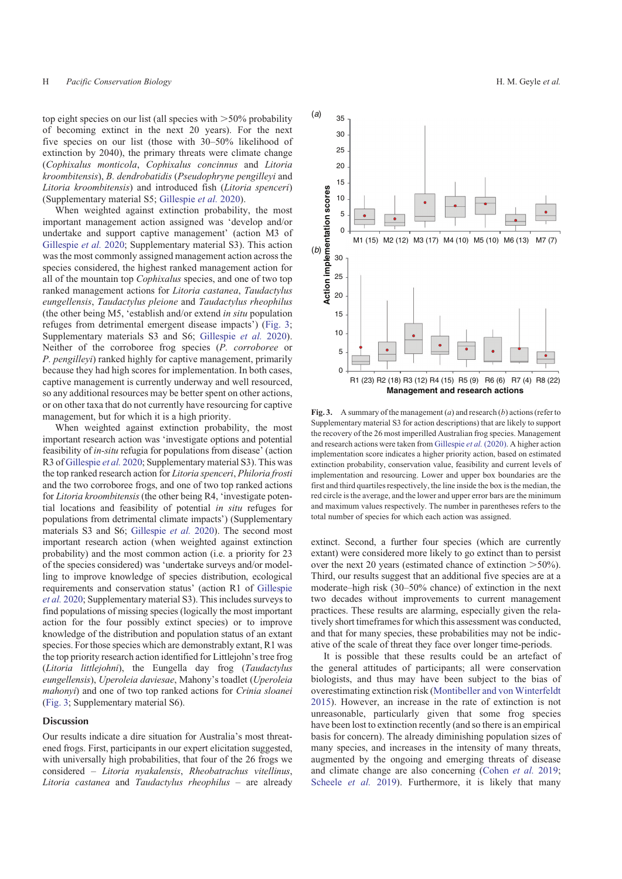top eight species on our list (all species with >50% probability of becoming extinct in the next 20 years). For the next five species on our list (those with 30–50% likelihood of extinction by 2040), the primary threats were climate change (*Cophixalus monticola*, *Cophixalus concinnus* and *Litoria kroombitensis*), *B. dendrobatidis* (*Pseudophryne pengilleyi* and *Litoria kroombitensis*) and introduced fish (*Litoria spenceri*) (Supplementary material S5; Gillespie *et al.* 2020).

When weighted against extinction probability, the most important management action assigned was 'develop and/or undertake and support captive management' (action M3 of Gillespie *et al.* 2020; Supplementary material S3). This action was the most commonly assigned management action across the species considered, the highest ranked management action for all of the mountain top *Cophixalus* species, and one of two top ranked management actions for *Litoria castanea*, *Taudactylus eungellensis*, *Taudactylus pleione* and *Taudactylus rheophilus* (the other being M5, 'establish and/or extend *in situ* population refuges from detrimental emergent disease impacts') (Fig. 3; Supplementary materials S3 and S6; Gillespie *et al.* 2020). Neither of the corroboree frog species (*P. corroboree* or *P. pengilleyi*) ranked highly for captive management, primarily because they had high scores for implementation. In both cases, captive management is currently underway and well resourced, so any additional resources may be better spent on other actions, or on other taxa that do not currently have resourcing for captive management, but for which it is a high priority.

When weighted against extinction probability, the most important research action was 'investigate options and potential feasibility of *in-situ* refugia for populations from disease' (action R3 of Gillespie *et al.* 2020; Supplementary material S3). This was the top ranked research action for *Litoria spenceri*, *Philoria frosti* and the two corroboree frogs, and one of two top ranked actions for *Litoria kroombitensis* (the other being R4, 'investigate potential locations and feasibility of potential *in situ* refuges for populations from detrimental climate impacts') (Supplementary materials S3 and S6; Gillespie *et al.* 2020). The second most important research action (when weighted against extinction probability) and the most common action (i.e. a priority for 23 of the species considered) was 'undertake surveys and/or modelling to improve knowledge of species distribution, ecological requirements and conservation status' (action R1 of Gillespie *et al.* 2020; Supplementary material S3). This includes surveys to find populations of missing species (logically the most important action for the four possibly extinct species) or to improve knowledge of the distribution and population status of an extant species. For those species which are demonstrably extant, R1 was the top priority research action identified for Littlejohn's tree frog (*Litoria littlejohni*), the Eungella day frog (*Taudactylus eungellensis*), *Uperoleia daviesae*, Mahony's toadlet (*Uperoleia mahonyi*) and one of two top ranked actions for *Crinia sloanei* (Fig. 3; Supplementary material S6).

## Discussion

Our results indicate a dire situation for Australia's most threatened frogs. First, participants in our expert elicitation suggested, with universally high probabilities, that four of the 26 frogs we considered – *Litoria nyakalensis*, *Rheobatrachus vitellinus*, *Litoria castanea* and *Taudactylus rheophilus* – are already extinct. Second, a further four species (which are currently extant) were considered more likely to go extinct than to persist over the next 20 years (estimated chance of extinction >50%). Third, our results suggest that an additional five species are at a moderate–high risk (30–50% chance) of extinction in the next two decades without improvements to current management practices. These results are alarming, especially given the relatively short timeframes for which this assessment was conducted, and that for many species, these probabilities may not be indicative of the scale of threat they face over longer time-periods.

It is possible that these results could be an artefact of the general attitudes of participants; all were conservation biologists, and thus may have been subject to the bias of overestimating extinction risk (Montibeller and von Winterfeldt 2015). However, an increase in the rate of extinction is not unreasonable, particularly given that some frog species have been lost to extinction recently (and so there is an empirical basis for concern). The already diminishing population sizes of many species, and increases in the intensity of many threats, augmented by the ongoing and emerging threats of disease and climate change are also concerning (Cohen *et al.* 2019; Scheele *et al.* 2019). Furthermore, it is likely that many

**Fig. 3.** A summary of the management (*a*) and research (*b*) actions (refer to Supplementary material S3 for action descriptions) that are likely to support the recovery of the 26 most imperilled Australian frog species. Management and research actions were taken from Gillespie *et al.* (2020). A higher action implementation score indicates a higher priority action, based on estimated extinction probability, conservation value, feasibility and current levels of implementation and resourcing. Lower and upper box boundaries are the first and third quartiles respectively, the line inside the box is the median, the red circle is the average, and the lower and upper error bars are the minimum and maximum values respectively. The number in parentheses refers to the total number of species for which each action was assigned.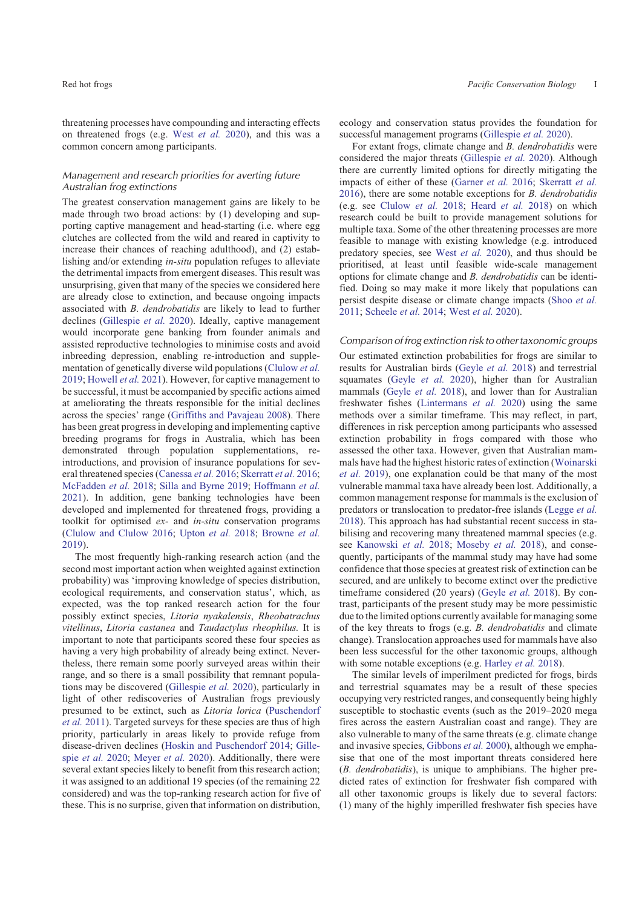threatening processes have compounding and interacting effects on threatened frogs (e.g. West *et al.* 2020), and this was a common concern among participants.

### *Management and research priorities for averting future Australian frog extinctions*

The greatest conservation management gains are likely to be made through two broad actions: by (1) developing and supporting captive management and head-starting (i.e. where egg clutches are collected from the wild and reared in captivity to increase their chances of reaching adulthood), and (2) establishing and/or extending *in-situ* population refuges to alleviate the detrimental impacts from emergent diseases. This result was unsurprising, given that many of the species we considered here are already close to extinction, and because ongoing impacts associated with *B. dendrobatidis* are likely to lead to further declines (Gillespie *et al.* 2020). Ideally, captive management would incorporate gene banking from founder animals and assisted reproductive technologies to minimise costs and avoid inbreeding depression, enabling re-introduction and supplementation of genetically diverse wild populations (Clulow *et al.* 2019; Howell *et al.* 2021). However, for captive management to be successful, it must be accompanied by specific actions aimed at ameliorating the threats responsible for the initial declines across the species' range (Griffiths and Pavajeau 2008). There has been great progress in developing and implementing captive breeding programs for frogs in Australia, which has been demonstrated through population supplementations, re-introductions, and provision of insurance populations for several threatened species (Canessa *et al.* 2016; Skerratt *et al.* 2016; McFadden *et al.* 2018; Silla and Byrne 2019; Hoffmann *et al.* 2021). In addition, gene banking technologies have been developed and implemented for threatened frogs, providing a toolkit for optimised *ex-* and *in-situ* conservation programs (Clulow and Clulow 2016; Upton *et al.* 2018; Browne *et al.* 2019).

The most frequently high-ranking research action (and the second most important action when weighted against extinction probability) was 'improving knowledge of species distribution, ecological requirements, and conservation status', which, as expected, was the top ranked research action for the four possibly extinct species, *Litoria nyakalensis*, *Rheobatrachus vitellinus*, *Litoria castanea* and *Taudactylus rheophilus.* It is important to note that participants scored these four species as having a very high probability of already being extinct. Nevertheless, there remain some poorly surveyed areas within their range, and so there is a small possibility that remnant populations may be discovered (Gillespie *et al.* 2020), particularly in light of other rediscoveries of Australian frogs previously presumed to be extinct, such as *Litoria lorica* (Puschendorf *et al.* 2011). Targeted surveys for these species are thus of high priority, particularly in areas likely to provide refuge from disease-driven declines (Hoskin and Puschendorf 2014; Gillespie *et al.* 2020; Meyer *et al.* 2020). Additionally, there were several extant species likely to benefit from this research action; it was assigned to an additional 19 species (of the remaining 22 considered) and was the top-ranking research action for five of these. This is no surprise, given that information on distribution, ecology and conservation status provides the foundation for successful management programs (Gillespie *et al.* 2020).

For extant frogs, climate change and *B. dendrobatidis* were considered the major threats (Gillespie *et al.* 2020). Although there are currently limited options for directly mitigating the impacts of either of these (Garner *et al.* 2016; Skerratt *et al.* 2016), there are some notable exceptions for *B. dendrobatidis* (e.g. see Clulow *et al.* 2018; Heard *et al.* 2018) on which research could be built to provide management solutions for multiple taxa. Some of the other threatening processes are more feasible to manage with existing knowledge (e.g. introduced predatory species, see West *et al.* 2020), and thus should be prioritised, at least until feasible wide-scale management options for climate change and *B. dendrobatidis* can be identified. Doing so may make it more likely that populations can persist despite disease or climate change impacts (Shoo *et al.* 2011; Scheele *et al.* 2014; West *et al.* 2020).

### *Comparison of frog extinction risk to other taxonomic groups*

Our estimated extinction probabilities for frogs are similar to results for Australian birds (Geyle *et al.* 2018) and terrestrial squamates (Geyle *et al.* 2020), higher than for Australian mammals (Geyle *et al.* 2018), and lower than for Australian freshwater fishes (Lintermans *et al.* 2020) using the same methods over a similar timeframe. This may reflect, in part, differences in risk perception among participants who assessed extinction probability in frogs compared with those who assessed the other taxa. However, given that Australian mammals have had the highest historic rates of extinction (Woinarski *et al.* 2019), one explanation could be that many of the most vulnerable mammal taxa have already been lost. Additionally, a common management response for mammals is the exclusion of predators or translocation to predator-free islands (Legge *et al.* 2018). This approach has had substantial recent success in stabilising and recovering many threatened mammal species (e.g. see Kanowski *et al.* 2018; Moseby *et al.* 2018), and consequently, participants of the mammal study may have had some confidence that those species at greatest risk of extinction can be secured, and are unlikely to become extinct over the predictive timeframe considered (20 years) (Geyle *et al.* 2018). By contrast, participants of the present study may be more pessimistic due to the limited options currently available for managing some of the key threats to frogs (e.g. *B. dendrobatidis* and climate change). Translocation approaches used for mammals have also been less successful for the other taxonomic groups, although with some notable exceptions (e.g. Harley *et al.* 2018).

The similar levels of imperilment predicted for frogs, birds and terrestrial squamates may be a result of these species occupying very restricted ranges, and consequently being highly susceptible to stochastic events (such as the 2019–2020 mega fires across the eastern Australian coast and range). They are also vulnerable to many of the same threats (e.g. climate change and invasive species, Gibbons *et al.* 2000), although we emphasise that one of the most important threats considered here (*B. dendrobatidis*), is unique to amphibians. The higher predicted rates of extinction for freshwater fish compared with all other taxonomic groups is likely due to several factors: (1) many of the highly imperilled freshwater fish species have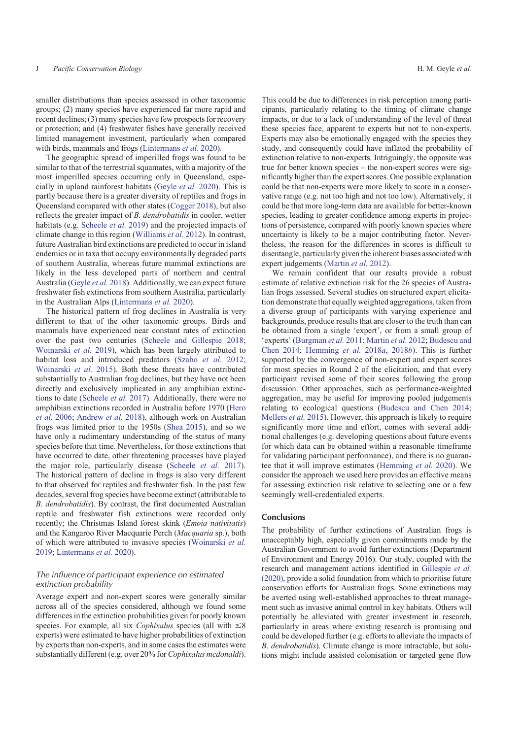smaller distributions than species assessed in other taxonomic groups; (2) many species have experienced far more rapid and recent declines; (3) many species have few prospects for recovery or protection; and (4) freshwater fishes have generally received limited management investment, particularly when compared with birds, mammals and frogs (Lintermans *et al.* 2020).

The geographic spread of imperilled frogs was found to be similar to that of the terrestrial squamates, with a majority of the most imperilled species occurring only in Queensland, especially in upland rainforest habitats (Geyle *et al.* 2020). This is partly because there is a greater diversity of reptiles and frogs in Queensland compared with other states (Cogger 2018), but also reflects the greater impact of *B. dendrobatidis* in cooler, wetter habitats (e.g. Scheele *et al.* 2019) and the projected impacts of climate change in this region (Williams *et al.* 2012). In contrast, future Australian bird extinctions are predicted to occur in island endemics or in taxa that occupy environmentally degraded parts of southern Australia, whereas future mammal extinctions are likely in the less developed parts of northern and central Australia (Geyle *et al.* 2018). Additionally, we can expect future freshwater fish extinctions from southern Australia, particularly in the Australian Alps (Lintermans *et al.* 2020).

The historical pattern of frog declines in Australia is very different to that of the other taxonomic groups. Birds and mammals have experienced near constant rates of extinction over the past two centuries (Scheele and Gillespie 2018; Woinarski *et al.* 2019), which has been largely attributed to habitat loss and introduced predators (Szabo *et al.* 2012; Woinarski *et al.* 2015). Both these threats have contributed substantially to Australian frog declines, but they have not been directly and exclusively implicated in any amphibian extinctions to date (Scheele *et al.* 2017). Additionally, there were no amphibian extinctions recorded in Australia before 1970 (Hero *et al.* 2006; Andrew *et al.* 2018), although work on Australian frogs was limited prior to the 1950s (Shea 2015), and so we have only a rudimentary understanding of the status of many species before that time. Nevertheless, for those extinctions that have occurred to date, other threatening processes have played the major role, particularly disease (Scheele *et al.* 2017). The historical pattern of decline in frogs is also very different to that observed for reptiles and freshwater fish. In the past few decades, several frog species have become extinct (attributable to *B. dendrobatidis*). By contrast, the first documented Australian reptile and freshwater fish extinctions were recorded only recently; the Christmas Island forest skink (*Emoia nativitatis*) and the Kangaroo River Macquarie Perch (*Macquaria* sp.), both of which were attributed to invasive species (Woinarski *et al.* 2019; Lintermans *et al.* 2020).

### The influence of participant experience on estimated extinction probability

Average expert and non-expert scores were generally similar across all of the species considered, although we found some differences in the extinction probabilities given for poorly known species. For example, all six *Cophixalus* species (all with ≤8 experts) were estimated to have higher probabilities of extinction by experts than non-experts, and in some cases the estimates were substantially different (e.g. over 20% for *Cophixalus mcdonaldi*). This could be due to differences in risk perception among participants, particularly relating to the timing of climate change impacts, or due to a lack of understanding of the level of threat these species face, apparent to experts but not to non-experts. Experts may also be emotionally engaged with the species they study, and consequently could have inflated the probability of extinction relative to non-experts. Intriguingly, the opposite was true for better known species – the non-expert scores were significantly higher than the expert scores. One possible explanation could be that non-experts were more likely to score in a conservative range (e.g. not too high and not too low). Alternatively, it could be that more long-term data are available for better-known species, leading to greater confidence among experts in projections of persistence, compared with poorly known species where uncertainty is likely to be a major contributing factor. Nevertheless, the reason for the differences in scores is difficult to disentangle, particularly given the inherent biases associated with expert judgements (Martin *et al.* 2012).

We remain confident that our results provide a robust estimate of relative extinction risk for the 26 species of Australian frogs assessed. Several studies on structured expert elicitation demonstrate that equally weighted aggregations, taken from a diverse group of participants with varying experience and backgrounds, produce results that are closer to the truth than can be obtained from a single 'expert', or from a small group of 'experts' (Burgman *et al.* 2011; Martin *et al.* 2012; Budescu and Chen 2014; Hemming *et al.* 2018*a*, 2018*b*). This is further supported by the convergence of non-expert and expert scores for most species in Round 2 of the elicitation, and that every participant revised some of their scores following the group discussion. Other approaches, such as performance-weighted aggregation, may be useful for improving pooled judgements relating to ecological questions (Budescu and Chen 2014; Mellers *et al.* 2015). However, this approach is likely to require significantly more time and effort, comes with several additional challenges (e.g. developing questions about future events for which data can be obtained within a reasonable timeframe for validating participant performance), and there is no guarantee that it will improve estimates (Hemming *et al.* 2020). We consider the approach we used here provides an effective means for assessing extinction risk relative to selecting one or a few seemingly well-credentialed experts.

## Conclusions

The probability of further extinctions of Australian frogs is unacceptably high, especially given commitments made by the Australian Government to avoid further extinctions (Department of Environment and Energy 2016). Our study, coupled with the research and management actions identified in Gillespie *et al.* (2020), provide a solid foundation from which to prioritise future conservation efforts for Australian frogs. Some extinctions may be averted using well-established approaches to threat management such as invasive animal control in key habitats. Others will potentially be alleviated with greater investment in research, particularly in areas where existing research is promising and could be developed further (e.g. efforts to alleviate the impacts of *B. dendrobatidis*). Climate change is more intractable, but solutions might include assisted colonisation or targeted gene flow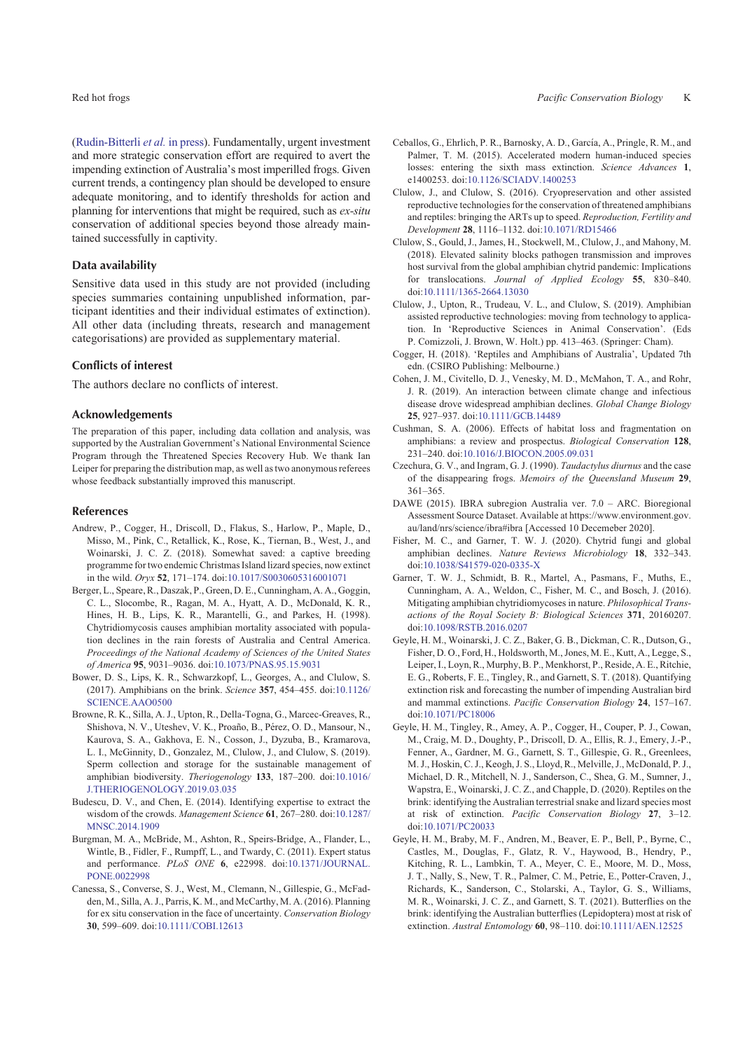(Rudin-Bitterli *et al.* in press). Fundamentally, urgent investment and more strategic conservation effort are required to avert the impending extinction of Australia's most imperilled frogs. Given current trends, a contingency plan should be developed to ensure adequate monitoring, and to identify thresholds for action and planning for interventions that might be required, such as *ex-situ* conservation of additional species beyond those already maintained successfully in captivity.

### Data availability

Sensitive data used in this study are not provided (including species summaries containing unpublished information, participant identities and their individual estimates of extinction). All other data (including threats, research and management categorisations) are provided as supplementary material.

### Conflicts of interest

The authors declare no conflicts of interest.

### Acknowledgements

The preparation of this paper, including data collation and analysis, was supported by the Australian Government's National Environmental Science Program through the Threatened Species Recovery Hub. We thank Ian Leiper for preparing the distribution map, as well as two anonymous referees whose feedback substantially improved this manuscript.

### References

Andrew, P., Cogger, H., Driscoll, D., Flakus, S., Harlow, P., Maple, D., Misso, M., Pink, C., Retallick, K., Rose, K., Tiernan, B., West, J., and Woinarski, J. C. Z. (2018). Somewhat saved: a captive breeding programme for two endemic Christmas Island lizard species, now extinct in the wild. *Oryx* **52**, 171–174. doi:10.1017/S0030605316001071

Berger, L., Speare, R., Daszak, P., Green, D. E., Cunningham, A. A., Goggin, C. L., Slocombe, R., Ragan, M. A., Hyatt, A. D., McDonald, K. R., Hines, H. B., Lips, K. R., Marantelli, G., and Parkes, H. (1998). Chytridiomycosis causes amphibian mortality associated with population declines in the rain forests of Australia and Central America. *Proceedings of the National Academy of Sciences of the United States of America* **95**, 9031–9036. doi:10.1073/PNAS.95.15.9031

Bower, D. S., Lips, K. R., Schwarzkopf, L., Georges, A., and Clulow, S. (2017). Amphibians on the brink. *Science* **357**, 454–455. doi:10.1126/SCIENCE.AAO0500

Browne, R. K., Silla, A. J., Upton, R., Della-Togna, G., Marcec-Greaves, R., Shishova, N. V., Uteshev, V. K., Proaño, B., Pérez, O. D., Mansour, N., Kaurova, S. A., Gakhova, E. N., Cosson, J., Dyzuba, B., Kramarova, L. I., McGinnity, D., Gonzalez, M., Clulow, J., and Clulow, S. (2019). Sperm collection and storage for the sustainable management of amphibian biodiversity. *Theriogenology* **133**, 187–200. doi:10.1016/J.THERIOGENOLOGY.2019.03.035

Budescu, D. V., and Chen, E. (2014). Identifying expertise to extract the wisdom of the crowds. *Management Science* **61**, 267–280. doi:10.1287/MNSC.2014.1909

Burgman, M. A., McBride, M., Ashton, R., Speirs-Bridge, A., Flander, L., Wintle, B., Fidler, F., Rumpff, L., and Twardy, C. (2011). Expert status and performance. *PLoS ONE* **6**, e22998. doi:10.1371/JOURNAL.PONE.0022998

Canessa, S., Converse, S. J., West, M., Clemann, N., Gillespie, G., McFadden, M., Silla, A. J., Parris, K. M., and McCarthy, M. A. (2016). Planning for ex situ conservation in the face of uncertainty. *Conservation Biology* **30**, 599–609. doi:10.1111/COBI.12613

Ceballos, G., Ehrlich, P. R., Barnosky, A. D., García, A., Pringle, R. M., and Palmer, T. M. (2015). Accelerated modern human-induced species losses: entering the sixth mass extinction. *Science Advances* **1**, e1400253. doi:10.1126/SCIADV.1400253

Clulow, J., and Clulow, S. (2016). Cryopreservation and other assisted reproductive technologies for the conservation of threatened amphibians and reptiles: bringing the ARTs up to speed. *Reproduction, Fertility and Development* **28**, 1116–1132. doi:10.1071/RD15466

Clulow, S., Gould, J., James, H., Stockwell, M., Clulow, J., and Mahony, M. (2018). Elevated salinity blocks pathogen transmission and improves host survival from the global amphibian chytrid pandemic: Implications for translocations. *Journal of Applied Ecology* **55**, 830–840. doi:10.1111/1365-2664.13030

Clulow, J., Upton, R., Trudeau, V. L., and Clulow, S. (2019). Amphibian assisted reproductive technologies: moving from technology to application. In 'Reproductive Sciences in Animal Conservation'. (Eds P. Comizzoli, J. Brown, W. Holt.) pp. 413–463. (Springer: Cham).

Cogger, H. (2018). 'Reptiles and Amphibians of Australia', Updated 7th edn. (CSIRO Publishing: Melbourne.)

Cohen, J. M., Civitello, D. J., Venesky, M. D., McMahon, T. A., and Rohr, J. R. (2019). An interaction between climate change and infectious disease drove widespread amphibian declines. *Global Change Biology* **25**, 927–937. doi:10.1111/GCB.14489

Cushman, S. A. (2006). Effects of habitat loss and fragmentation on amphibians: a review and prospectus. *Biological Conservation* **128**, 231–240. doi:10.1016/J.BIOCON.2005.09.031

Czechura, G. V., and Ingram, G. J. (1990). *Taudactylus diurnus* and the case of the disappearing frogs. *Memoirs of the Queensland Museum* **29**, 361–365.

DAWE (2015). IBRA subregion Australia ver. 7.0 – ARC. Bioregional Assessment Source Dataset. Available at https://www.environment.gov.au/land/nrs/science/ibra#ibra [Accessed 10 Decemeber 2020].

Fisher, M. C., and Garner, T. W. J. (2020). Chytrid fungi and global amphibian declines. *Nature Reviews Microbiology* **18**, 332–343. doi:10.1038/S41579-020-0335-X

Garner, T. W. J., Schmidt, B. R., Martel, A., Pasmans, F., Muths, E., Cunningham, A. A., Weldon, C., Fisher, M. C., and Bosch, J. (2016). Mitigating amphibian chytridiomycoses in nature. *Philosophical Transactions of the Royal Society B: Biological Sciences* **371**, 20160207. doi:10.1098/RSTB.2016.0207

Geyle, H. M., Woinarski, J. C. Z., Baker, G. B., Dickman, C. R., Dutson, G., Fisher, D. O., Ford, H., Holdsworth, M., Jones, M. E., Kutt, A., Legge, S., Leiper, I., Loyn, R., Murphy, B. P., Menkhorst, P., Reside, A. E., Ritchie, E. G., Roberts, F. E., Tingley, R., and Garnett, S. T. (2018). Quantifying extinction risk and forecasting the number of impending Australian bird and mammal extinctions. *Pacific Conservation Biology* **24**, 157–167. doi:10.1071/PC18006

Geyle, H. M., Tingley, R., Amey, A. P., Cogger, H., Couper, P. J., Cowan, M., Craig, M. D., Doughty, P., Driscoll, D. A., Ellis, R. J., Emery, J.-P., Fenner, A., Gardner, M. G., Garnett, S. T., Gillespie, G. R., Greenlees, M. J., Hoskin, C. J., Keogh, J. S., Lloyd, R., Melville, J., McDonald, P. J., Michael, D. R., Mitchell, N. J., Sanderson, C., Shea, G. M., Sumner, J., Wapstra, E., Woinarski, J. C. Z., and Chapple, D. (2020). Reptiles on the brink: identifying the Australian terrestrial snake and lizard species most at risk of extinction. *Pacific Conservation Biology* **27**, 3–12. doi:10.1071/PC20033

Geyle, H. M., Braby, M. F., Andren, M., Beaver, E. P., Bell, P., Byrne, C., Castles, M., Douglas, F., Glatz, R. V., Haywood, B., Hendry, P., Kitching, R. L., Lambkin, T. A., Meyer, C. E., Moore, M. D., Moss, J. T., Nally, S., New, T. R., Palmer, C. M., Petrie, E., Potter-Craven, J., Richards, K., Sanderson, C., Stolarski, A., Taylor, G. S., Williams, M. R., Woinarski, J. C. Z., and Garnett, S. T. (2021). Butterflies on the brink: identifying the Australian butterflies (Lepidoptera) most at risk of extinction. *Austral Entomology* **60**, 98–110. doi:10.1111/AEN.12525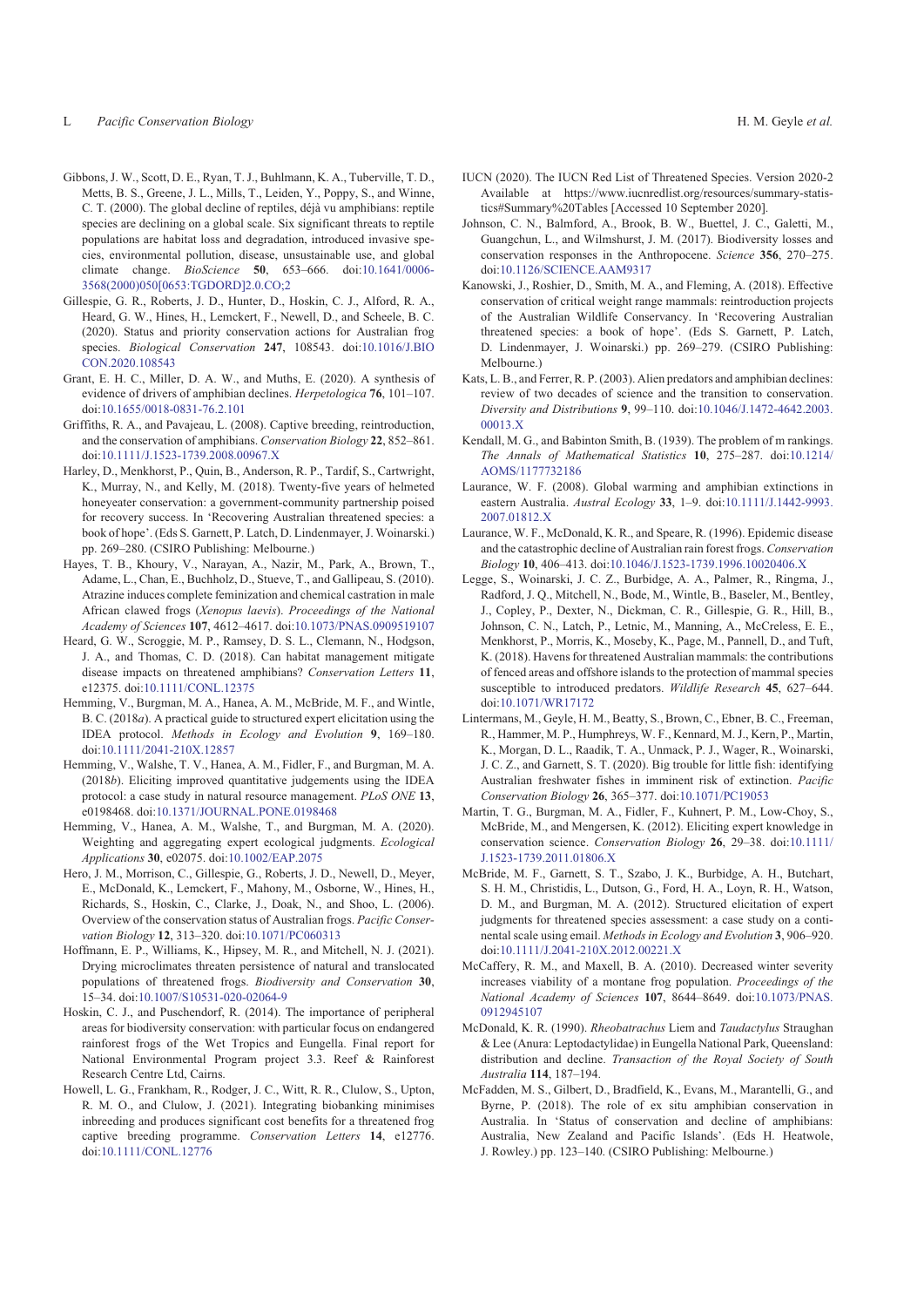Gibbons, J. W., Scott, D. E., Ryan, T. J., Buhlmann, K. A., Tuberville, T. D., Metts, B. S., Greene, J. L., Mills, T., Leiden, Y., Poppy, S., and Winne, C. T. (2000). The global decline of reptiles, déjà vu amphibians: reptile species are declining on a global scale. Six significant threats to reptile populations are habitat loss and degradation, introduced invasive species, environmental pollution, disease, unsustainable use, and global climate change. *BioScience* **50**, 653–666. doi:10.1641/0006-3568(2000)050[0653:TGDORD]2.0.CO;2

Gillespie, G. R., Roberts, J. D., Hunter, D., Hoskin, C. J., Alford, R. A., Heard, G. W., Hines, H., Lemckert, F., Newell, D., and Scheele, B. C. (2020). Status and priority conservation actions for Australian frog species. *Biological Conservation* **247**, 108543. doi:10.1016/J.BIOCON.2020.108543

Grant, E. H. C., Miller, D. A. W., and Muths, E. (2020). A synthesis of evidence of drivers of amphibian declines. *Herpetologica* **76**, 101–107. doi:10.1655/0018-0831-76.2.101

Griffiths, R. A., and Pavajeau, L. (2008). Captive breeding, reintroduction, and the conservation of amphibians. *Conservation Biology* **22**, 852–861. doi:10.1111/J.1523-1739.2008.00967.X

Harley, D., Menkhorst, P., Quin, B., Anderson, R. P., Tardif, S., Cartwright, K., Murray, N., and Kelly, M. (2018). Twenty-five years of helmeted honeyeater conservation: a government-community partnership poised for recovery success. In 'Recovering Australian threatened species: a book of hope'. (Eds S. Garnett, P. Latch, D. Lindenmayer, J. Woinarski.) pp. 269–280. (CSIRO Publishing: Melbourne.)

Hayes, T. B., Khoury, V., Narayan, A., Nazir, M., Park, A., Brown, T., Adame, L., Chan, E., Buchholz, D., Stueve, T., and Gallipeau, S. (2010). Atrazine induces complete feminization and chemical castration in male African clawed frogs (*Xenopus laevis*). *Proceedings of the National Academy of Sciences* **107**, 4612–4617. doi:10.1073/PNAS.0909519107

Heard, G. W., Scroggie, M. P., Ramsey, D. S. L., Clemann, N., Hodgson, J. A., and Thomas, C. D. (2018). Can habitat management mitigate disease impacts on threatened amphibians? *Conservation Letters* **11**, e12375. doi:10.1111/CONL.12375

Hemming, V., Burgman, M. A., Hanea, A. M., McBride, M. F., and Wintle, B. C. (2018*a*). A practical guide to structured expert elicitation using the IDEA protocol. *Methods in Ecology and Evolution* **9**, 169–180. doi:10.1111/2041-210X.12857

Hemming, V., Walshe, T. V., Hanea, A. M., Fidler, F., and Burgman, M. A. (2018*b*). Eliciting improved quantitative judgements using the IDEA protocol: a case study in natural resource management. *PLoS ONE* **13**, e0198468. doi:10.1371/JOURNAL.PONE.0198468

Hemming, V., Hanea, A. M., Walshe, T., and Burgman, M. A. (2020). Weighting and aggregating expert ecological judgments. *Ecological Applications* **30**, e02075. doi:10.1002/EAP.2075

Hero, J. M., Morrison, C., Gillespie, G., Roberts, J. D., Newell, D., Meyer, E., McDonald, K., Lemckert, F., Mahony, M., Osborne, W., Hines, H., Richards, S., Hoskin, C., Clarke, J., Doak, N., and Shoo, L. (2006). Overview of the conservation status of Australian frogs. *Pacific Conservation Biology* **12**, 313–320. doi:10.1071/PC060313

Hoffmann, E. P., Williams, K., Hipsey, M. R., and Mitchell, N. J. (2021). Drying microclimates threaten persistence of natural and translocated populations of threatened frogs. *Biodiversity and Conservation* **30**, 15–34. doi:10.1007/S10531-020-02064-9

Hoskin, C. J., and Puschendorf, R. (2014). The importance of peripheral areas for biodiversity conservation: with particular focus on endangered rainforest frogs of the Wet Tropics and Eungella. Final report for National Environmental Program project 3.3. Reef & Rainforest Research Centre Ltd, Cairns.

Howell, L. G., Frankham, R., Rodger, J. C., Witt, R. R., Clulow, S., Upton, R. M. O., and Clulow, J. (2021). Integrating biobanking minimises inbreeding and produces significant cost benefits for a threatened frog captive breeding programme. *Conservation Letters* **14**, e12776. doi:10.1111/CONL.12776

IUCN (2020). The IUCN Red List of Threatened Species. Version 2020-2 Available at https://www.iucnredlist.org/resources/summary-statistics#Summary%20Tables [Accessed 10 September 2020].

Johnson, C. N., Balmford, A., Brook, B. W., Buettel, J. C., Galetti, M., Guangchun, L., and Wilmshurst, J. M. (2017). Biodiversity losses and conservation responses in the Anthropocene. *Science* **356**, 270–275. doi:10.1126/SCIENCE.AAM9317

Kanowski, J., Roshier, D., Smith, M. A., and Fleming, A. (2018). Effective conservation of critical weight range mammals: reintroduction projects of the Australian Wildlife Conservancy. In 'Recovering Australian threatened species: a book of hope'. (Eds S. Garnett, P. Latch, D. Lindenmayer, J. Woinarski.) pp. 269–279. (CSIRO Publishing: Melbourne.)

Kats, L. B., and Ferrer, R. P. (2003). Alien predators and amphibian declines: review of two decades of science and the transition to conservation. *Diversity and Distributions* **9**, 99–110. doi:10.1046/J.1472-4642.2003.00013.X

Kendall, M. G., and Babinton Smith, B. (1939). The problem of m rankings. *The Annals of Mathematical Statistics* **10**, 275–287. doi:10.1214/AOMS/1177732186

Laurance, W. F. (2008). Global warming and amphibian extinctions in eastern Australia. *Austral Ecology* **33**, 1–9. doi:10.1111/J.1442-9993.2007.01812.X

Laurance, W. F., McDonald, K. R., and Speare, R. (1996). Epidemic disease and the catastrophic decline of Australian rain forest frogs. *Conservation Biology* **10**, 406–413. doi:10.1046/J.1523-1739.1996.10020406.X

Legge, S., Woinarski, J. C. Z., Burbidge, A. A., Palmer, R., Ringma, J., Radford, J. Q., Mitchell, N., Bode, M., Wintle, B., Baseler, M., Bentley, J., Copley, P., Dexter, N., Dickman, C. R., Gillespie, G. R., Hill, B., Johnson, C. N., Latch, P., Letnic, M., Manning, A., McCreless, E. E., Menkhorst, P., Morris, K., Moseby, K., Page, M., Pannell, D., and Tuft, K. (2018). Havens for threatened Australian mammals: the contributions of fenced areas and offshore islands to the protection of mammal species susceptible to introduced predators. *Wildlife Research* **45**, 627–644. doi:10.1071/WR17172

Lintermans, M., Geyle, H. M., Beatty, S., Brown, C., Ebner, B. C., Freeman, R., Hammer, M. P., Humphreys, W. F., Kennard, M. J., Kern, P., Martin, K., Morgan, D. L., Raadik, T. A., Unmack, P. J., Wager, R., Woinarski, J. C. Z., and Garnett, S. T. (2020). Big trouble for little fish: identifying Australian freshwater fishes in imminent risk of extinction. *Pacific Conservation Biology* **26**, 365–377. doi:10.1071/PC19053

Martin, T. G., Burgman, M. A., Fidler, F., Kuhnert, P. M., Low-Choy, S., McBride, M., and Mengersen, K. (2012). Eliciting expert knowledge in conservation science. *Conservation Biology* **26**, 29–38. doi:10.1111/J.1523-1739.2011.01806.X

McBride, M. F., Garnett, S. T., Szabo, J. K., Burbidge, A. H., Butchart, S. H. M., Christidis, L., Dutson, G., Ford, H. A., Loyn, R. H., Watson, D. M., and Burgman, M. A. (2012). Structured elicitation of expert judgments for threatened species assessment: a case study on a continental scale using email. *Methods in Ecology and Evolution* **3**, 906–920. doi:10.1111/J.2041-210X.2012.00221.X

McCaffery, R. M., and Maxell, B. A. (2010). Decreased winter severity increases viability of a montane frog population. *Proceedings of the National Academy of Sciences* **107**, 8644–8649. doi:10.1073/PNAS.0912945107

McDonald, K. R. (1990). *Rheobatrachus* Liem and *Taudactylus* Straughan & Lee (Anura: Leptodactylidae) in Eungella National Park, Queensland: distribution and decline. *Transaction of the Royal Society of South Australia* **114**, 187–194.

McFadden, M. S., Gilbert, D., Bradfield, K., Evans, M., Marantelli, G., and Byrne, P. (2018). The role of ex situ amphibian conservation in Australia. In 'Status of conservation and decline of amphibians: Australia, New Zealand and Pacific Islands'. (Eds H. Heatwole, J. Rowley.) pp. 123–140. (CSIRO Publishing: Melbourne.)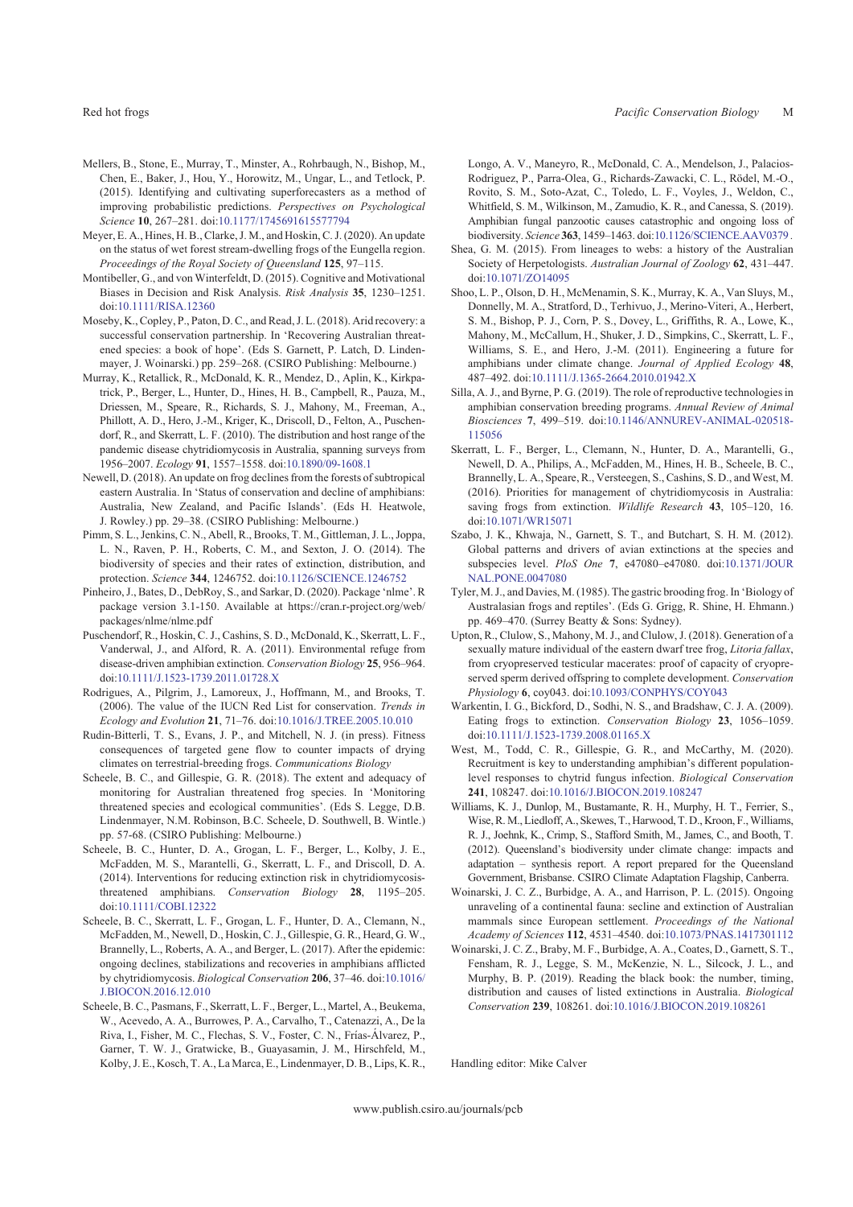Mellers, B., Stone, E., Murray, T., Minster, A., Rohrbaugh, N., Bishop, M., Chen, E., Baker, J., Hou, Y., Horowitz, M., Ungar, L., and Tetlock, P. (2015). Identifying and cultivating superforecasters as a method of improving probabilistic predictions. *Perspectives on Psychological Science* **10**, 267–281. doi:10.1177/1745691615577794

Meyer, E. A., Hines, H. B., Clarke, J. M., and Hoskin, C. J. (2020). An update on the status of wet forest stream-dwelling frogs of the Eungella region. *Proceedings of the Royal Society of Queensland* **125**, 97–115.

Montibeller, G., and von Winterfeldt, D. (2015). Cognitive and Motivational Biases in Decision and Risk Analysis. *Risk Analysis* **35**, 1230–1251. doi:10.1111/RISA.12360

Moseby, K., Copley, P., Paton, D. C., and Read, J. L. (2018). Arid recovery: a successful conservation partnership. In 'Recovering Australian threatened species: a book of hope'. (Eds S. Garnett, P. Latch, D. Lindenmayer, J. Woinarski.) pp. 259–268. (CSIRO Publishing: Melbourne.)

Murray, K., Retallick, R., McDonald, K. R., Mendez, D., Aplin, K., Kirkpatrick, P., Berger, L., Hunter, D., Hines, H. B., Campbell, R., Pauza, M., Driessen, M., Speare, R., Richards, S. J., Mahony, M., Freeman, A., Phillott, A. D., Hero, J.-M., Kriger, K., Driscoll, D., Felton, A., Puschendorf, R., and Skerratt, L. F. (2010). The distribution and host range of the pandemic disease chytridiomycosis in Australia, spanning surveys from 1956–2007. *Ecology* **91**, 1557–1558. doi:10.1890/09-1608.1

Newell, D. (2018). An update on frog declines from the forests of subtropical eastern Australia. In 'Status of conservation and decline of amphibians: Australia, New Zealand, and Pacific Islands'. (Eds H. Heatwole, J. Rowley.) pp. 29–38. (CSIRO Publishing: Melbourne.)

Pimm, S. L., Jenkins, C. N., Abell, R., Brooks, T. M., Gittleman, J. L., Joppa, L. N., Raven, P. H., Roberts, C. M., and Sexton, J. O. (2014). The biodiversity of species and their rates of extinction, distribution, and protection. *Science* **344**, 1246752. doi:10.1126/SCIENCE.1246752

Pinheiro, J., Bates, D., DebRoy, S., and Sarkar, D. (2020). Package 'nlme'. R package version 3.1-150. Available at https://cran.r-project.org/web/packages/nlme/nlme.pdf

Puschendorf, R., Hoskin, C. J., Cashins, S. D., McDonald, K., Skerratt, L. F., Vanderwal, J., and Alford, R. A. (2011). Environmental refuge from disease-driven amphibian extinction. *Conservation Biology* **25**, 956–964. doi:10.1111/J.1523-1739.2011.01728.X

Rodrigues, A., Pilgrim, J., Lamoreux, J., Hoffmann, M., and Brooks, T. (2006). The value of the IUCN Red List for conservation. *Trends in Ecology and Evolution* **21**, 71–76. doi:10.1016/J.TREE.2005.10.010

Rudin-Bitterli, T. S., Evans, J. P., and Mitchell, N. J. (in press). Fitness consequences of targeted gene flow to counter impacts of drying climates on terrestrial-breeding frogs. *Communications Biology*

Scheele, B. C., and Gillespie, G. R. (2018). The extent and adequacy of monitoring for Australian threatened frog species. In 'Monitoring threatened species and ecological communities'. (Eds S. Legge, D.B. Lindenmayer, N.M. Robinson, B.C. Scheele, D. Southwell, B. Wintle.) pp. 57-68. (CSIRO Publishing: Melbourne.)

Scheele, B. C., Hunter, D. A., Grogan, L. F., Berger, L., Kolby, J. E., McFadden, M. S., Marantelli, G., Skerratt, L. F., and Driscoll, D. A. (2014). Interventions for reducing extinction risk in chytridiomycosis-threatened amphibians. *Conservation Biology* **28**, 1195–205. doi:10.1111/COBI.12322

Scheele, B. C., Skerratt, L. F., Grogan, L. F., Hunter, D. A., Clemann, N., McFadden, M., Newell, D., Hoskin, C. J., Gillespie, G. R., Heard, G. W., Brannelly, L., Roberts, A. A., and Berger, L. (2017). After the epidemic: ongoing declines, stabilizations and recoveries in amphibians afflicted by chytridiomycosis. *Biological Conservation* **206**, 37–46. doi:10.1016/J.BIOCON.2016.12.010

Scheele, B. C., Pasmans, F., Skerratt, L. F., Berger, L., Martel, A., Beukema, W., Acevedo, A. A., Burrowes, P. A., Carvalho, T., Catenazzi, A., De la Riva, I., Fisher, M. C., Flechas, S. V., Foster, C. N., Frías-Álvarez, P., Garner, T. W. J., Gratwicke, B., Guayasamin, J. M., Hirschfeld, M., Kolby, J. E., Kosch, T. A., La Marca, E., Lindenmayer, D. B., Lips, K. R., Longo, A. V., Maneyro, R., McDonald, C. A., Mendelson, J., Palacios-Rodriguez, P., Parra-Olea, G., Richards-Zawacki, C. L., Rödel, M.-O., Rovito, S. M., Soto-Azat, C., Toledo, L. F., Voyles, J., Weldon, C., Whitfield, S. M., Wilkinson, M., Zamudio, K. R., and Canessa, S. (2019). Amphibian fungal panzootic causes catastrophic and ongoing loss of biodiversity. *Science* **363**, 1459–1463. doi:10.1126/SCIENCE.AAV0379.

Shea, G. M. (2015). From lineages to webs: a history of the Australian Society of Herpetologists. *Australian Journal of Zoology* **62**, 431–447. doi:10.1071/ZO14095

Shoo, L. P., Olson, D. H., McMenamin, S. K., Murray, K. A., Van Sluys, M., Donnelly, M. A., Stratford, D., Terhivuo, J., Merino-Viteri, A., Herbert, S. M., Bishop, P. J., Corn, P. S., Dovey, L., Griffiths, R. A., Lowe, K., Mahony, M., McCallum, H., Shuker, J. D., Simpkins, C., Skerratt, L. F., Williams, S. E., and Hero, J.-M. (2011). Engineering a future for amphibians under climate change. *Journal of Applied Ecology* **48**, 487–492. doi:10.1111/J.1365-2664.2010.01942.X

Silla, A. J., and Byrne, P. G. (2019). The role of reproductive technologies in amphibian conservation breeding programs. *Annual Review of Animal Biosciences* **7**, 499–519. doi:10.1146/ANNUREV-ANIMAL-020518-115056

Skerratt, L. F., Berger, L., Clemann, N., Hunter, D. A., Marantelli, G., Newell, D. A., Philips, A., McFadden, M., Hines, H. B., Scheele, B. C., Brannelly, L. A., Speare, R., Versteegen, S., Cashins, S. D., and West, M. (2016). Priorities for management of chytridiomycosis in Australia: saving frogs from extinction. *Wildlife Research* **43**, 105–120, 16. doi:10.1071/WR15071

Szabo, J. K., Khwaja, N., Garnett, S. T., and Butchart, S. H. M. (2012). Global patterns and drivers of avian extinctions at the species and subspecies level. *PloS One* **7**, e47080–e47080. doi:10.1371/JOURNAL.PONE.0047080

Tyler, M. J., and Davies, M. (1985). The gastric brooding frog. In 'Biology of Australasian frogs and reptiles'. (Eds G. Grigg, R. Shine, H. Ehmann.) pp. 469–470. (Surrey Beatty & Sons: Sydney).

Upton, R., Clulow, S., Mahony, M. J., and Clulow, J. (2018). Generation of a sexually mature individual of the eastern dwarf tree frog, *Litoria fallax*, from cryopreserved testicular macerates: proof of capacity of cryopreserved sperm derived offspring to complete development. *Conservation Physiology* **6**, coy043. doi:10.1093/CONPHYS/COY043

Warkentin, I. G., Bickford, D., Sodhi, N. S., and Bradshaw, C. J. A. (2009). Eating frogs to extinction. *Conservation Biology* **23**, 1056–1059. doi:10.1111/J.1523-1739.2008.01165.X

West, M., Todd, C. R., Gillespie, G. R., and McCarthy, M. (2020). Recruitment is key to understanding amphibian's different population-level responses to chytrid fungus infection. *Biological Conservation* **241**, 108247. doi:10.1016/J.BIOCON.2019.108247

Williams, K. J., Dunlop, M., Bustamante, R. H., Murphy, H. T., Ferrier, S., Wise, R. M., Liedloff, A., Skewes, T., Harwood, T. D., Kroon, F., Williams, R. J., Joehnk, K., Crimp, S., Stafford Smith, M., James, C., and Booth, T. (2012). Queensland's biodiversity under climate change: impacts and adaptation – synthesis report. A report prepared for the Queensland Government, Brisbane. CSIRO Climate Adaptation Flagship, Canberra.

Woinarski, J. C. Z., Burbidge, A. A., and Harrison, P. L. (2015). Ongoing unraveling of a continental fauna: secline and extinction of Australian mammals since European settlement. *Proceedings of the National Academy of Sciences* **112**, 4531–4540. doi:10.1073/PNAS.1417301112

Woinarski, J. C. Z., Braby, M. F., Burbidge, A. A., Coates, D., Garnett, S. T., Fensham, R. J., Legge, S. M., McKenzie, N. L., Silcock, J. L., and Murphy, B. P. (2019). Reading the black book: the number, timing, distribution and causes of listed extinctions in Australia. *Biological Conservation* **239**, 108261. doi:10.1016/J.BIOCON.2019.108261

Handling editor: Mike Calver